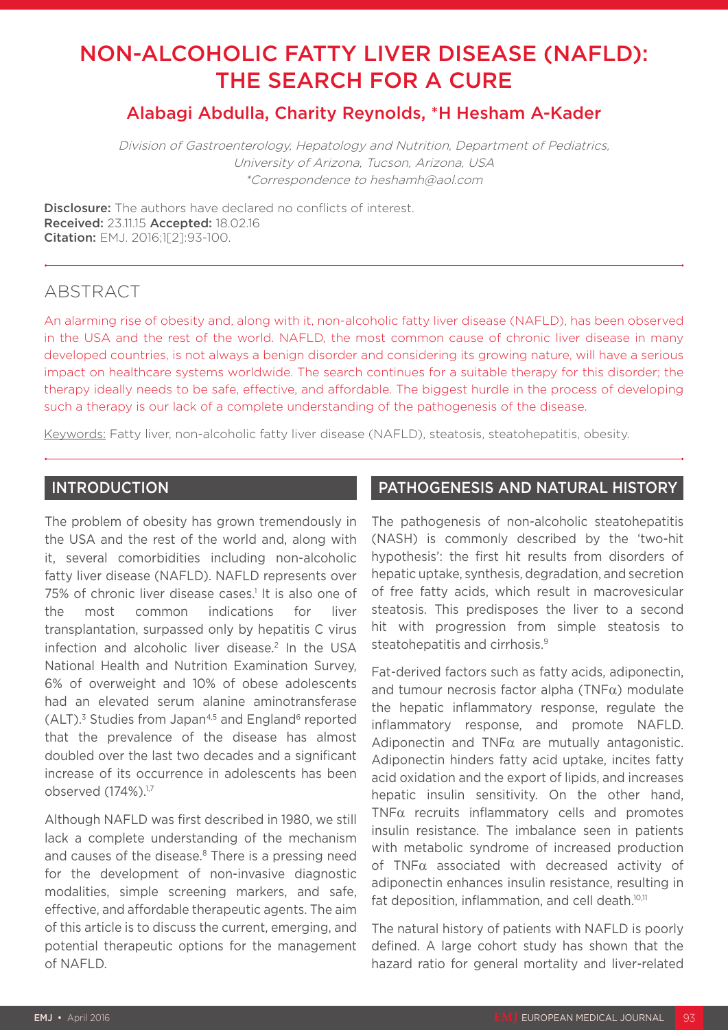# NON-ALCOHOLIC FATTY LIVER DISEASE (NAFLD): THE SEARCH FOR A CURE

## Alabagi Abdulla, Charity Reynolds, *H Hesham A-Kader

*Division of Gastroenterology, Hepatology and Nutrition, Department of Pediatrics, University of Arizona, Tucson, Arizona, USA*
*\*Correspondence to heshamh@aol.com*

**Disclosure:** The authors have declared no conflicts of interest.
**Received:** 23.11.15 **Accepted:** 18.02.16
**Citation:** EMJ. 2016;1[2]:93-100.

## ABSTRACT

An alarming rise of obesity and, along with it, non-alcoholic fatty liver disease (NAFLD), has been observed in the USA and the rest of the world. NAFLD, the most common cause of chronic liver disease in many developed countries, is not always a benign disorder and considering its growing nature, will have a serious impact on healthcare systems worldwide. The search continues for a suitable therapy for this disorder; the therapy ideally needs to be safe, effective, and affordable. The biggest hurdle in the process of developing such a therapy is our lack of a complete understanding of the pathogenesis of the disease.

Keywords: Fatty liver, non-alcoholic fatty liver disease (NAFLD), steatosis, steatohepatitis, obesity.

## INTRODUCTION

The problem of obesity has grown tremendously in the USA and the rest of the world and, along with it, several comorbidities including non-alcoholic fatty liver disease (NAFLD). NAFLD represents over 75% of chronic liver disease cases.[1] It is also one of the most common indications for liver transplantation, surpassed only by hepatitis C virus infection and alcoholic liver disease.[2] In the USA National Health and Nutrition Examination Survey, 6% of overweight and 10% of obese adolescents had an elevated serum alanine aminotransferase (ALT).[3] Studies from Japan[4,5] and England[6] reported that the prevalence of the disease has almost doubled over the last two decades and a significant increase of its occurrence in adolescents has been observed (174%).[1,7]

Although NAFLD was first described in 1980, we still lack a complete understanding of the mechanism and causes of the disease.[8] There is a pressing need for the development of non-invasive diagnostic modalities, simple screening markers, and safe, effective, and affordable therapeutic agents. The aim of this article is to discuss the current, emerging, and potential therapeutic options for the management of NAFLD.

## PATHOGENESIS AND NATURAL HISTORY

The pathogenesis of non-alcoholic steatohepatitis (NASH) is commonly described by the 'two-hit hypothesis': the first hit results from disorders of hepatic uptake, synthesis, degradation, and secretion of free fatty acids, which result in macrovesicular steatosis. This predisposes the liver to a second hit with progression from simple steatosis to steatohepatitis and cirrhosis.[9]

Fat-derived factors such as fatty acids, adiponectin, and tumour necrosis factor alpha (TNF$\alpha$) modulate the hepatic inflammatory response, regulate the inflammatory response, and promote NAFLD. Adiponectin and TNF$\alpha$ are mutually antagonistic. Adiponectin hinders fatty acid uptake, incites fatty acid oxidation and the export of lipids, and increases hepatic insulin sensitivity. On the other hand, TNF$\alpha$ recruits inflammatory cells and promotes insulin resistance. The imbalance seen in patients with metabolic syndrome of increased production of TNF$\alpha$ associated with decreased activity of adiponectin enhances insulin resistance, resulting in fat deposition, inflammation, and cell death.[10,11]

The natural history of patients with NAFLD is poorly defined. A large cohort study has shown that the hazard ratio for general mortality and liver-related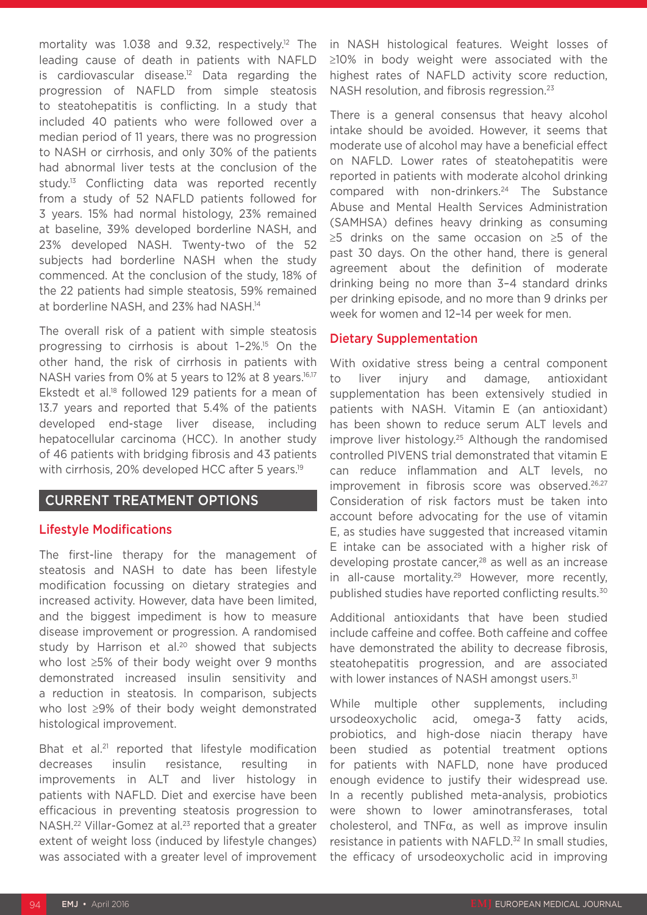mortality was 1.038 and 9.32, respectively.[12] The leading cause of death in patients with NAFLD is cardiovascular disease.[12] Data regarding the progression of NAFLD from simple steatosis to steatohepatitis is conflicting. In a study that included 40 patients who were followed over a median period of 11 years, there was no progression to NASH or cirrhosis, and only 30% of the patients had abnormal liver tests at the conclusion of the study.[13] Conflicting data was reported recently from a study of 52 NAFLD patients followed for 3 years. 15% had normal histology, 23% remained at baseline, 39% developed borderline NASH, and 23% developed NASH. Twenty-two of the 52 subjects had borderline NASH when the study commenced. At the conclusion of the study, 18% of the 22 patients had simple steatosis, 59% remained at borderline NASH, and 23% had NASH.[14]

The overall risk of a patient with simple steatosis progressing to cirrhosis is about 1–2%.[15] On the other hand, the risk of cirrhosis in patients with NASH varies from 0% at 5 years to 12% at 8 years.[16,17] Ekstedt et al.[18] followed 129 patients for a mean of 13.7 years and reported that 5.4% of the patients developed end-stage liver disease, including hepatocellular carcinoma (HCC). In another study of 46 patients with bridging fibrosis and 43 patients with cirrhosis, 20% developed HCC after 5 years.[19]

## CURRENT TREATMENT OPTIONS

### Lifestyle Modifications

The first-line therapy for the management of steatosis and NASH to date has been lifestyle modification focussing on dietary strategies and increased activity. However, data have been limited, and the biggest impediment is how to measure disease improvement or progression. A randomised study by Harrison et al.[20] showed that subjects who lost ≥5% of their body weight over 9 months demonstrated increased insulin sensitivity and a reduction in steatosis. In comparison, subjects who lost ≥9% of their body weight demonstrated histological improvement.

Bhat et al.[21] reported that lifestyle modification decreases insulin resistance, resulting in improvements in ALT and liver histology in patients with NAFLD. Diet and exercise have been efficacious in preventing steatosis progression to NASH.[22] Villar-Gomez at al.[23] reported that a greater extent of weight loss (induced by lifestyle changes) was associated with a greater level of improvement in NASH histological features. Weight losses of ≥10% in body weight were associated with the highest rates of NAFLD activity score reduction, NASH resolution, and fibrosis regression.[23]

There is a general consensus that heavy alcohol intake should be avoided. However, it seems that moderate use of alcohol may have a beneficial effect on NAFLD. Lower rates of steatohepatitis were reported in patients with moderate alcohol drinking compared with non-drinkers.[24] The Substance Abuse and Mental Health Services Administration (SAMHSA) defines heavy drinking as consuming ≥5 drinks on the same occasion on ≥5 of the past 30 days. On the other hand, there is general agreement about the definition of moderate drinking being no more than 3–4 standard drinks per drinking episode, and no more than 9 drinks per week for women and 12–14 per week for men.

### Dietary Supplementation

With oxidative stress being a central component to liver injury and damage, antioxidant supplementation has been extensively studied in patients with NASH. Vitamin E (an antioxidant) has been shown to reduce serum ALT levels and improve liver histology.[25] Although the randomised controlled PIVENS trial demonstrated that vitamin E can reduce inflammation and ALT levels, no improvement in fibrosis score was observed.[26,27] Consideration of risk factors must be taken into account before advocating for the use of vitamin E, as studies have suggested that increased vitamin E intake can be associated with a higher risk of developing prostate cancer,[28] as well as an increase in all-cause mortality.[29] However, more recently, published studies have reported conflicting results.[30]

Additional antioxidants that have been studied include caffeine and coffee. Both caffeine and coffee have demonstrated the ability to decrease fibrosis, steatohepatitis progression, and are associated with lower instances of NASH amongst users.[31]

While multiple other supplements, including ursodeoxycholic acid, omega-3 fatty acids, probiotics, and high-dose niacin therapy have been studied as potential treatment options for patients with NAFLD, none have produced enough evidence to justify their widespread use. In a recently published meta-analysis, probiotics were shown to lower aminotransferases, total cholesterol, and TNFα, as well as improve insulin resistance in patients with NAFLD.[32] In small studies, the efficacy of ursodeoxycholic acid in improving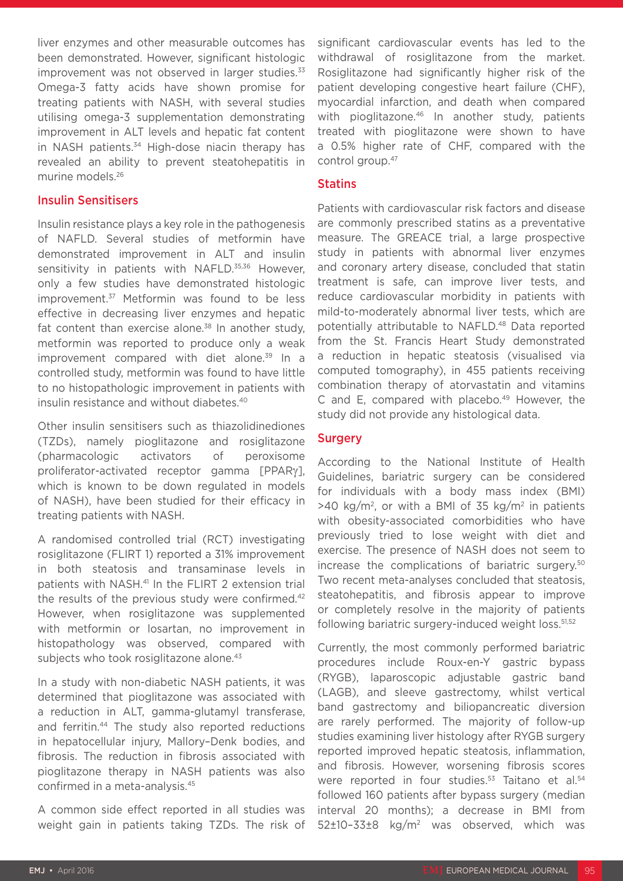liver enzymes and other measurable outcomes has been demonstrated. However, significant histologic improvement was not observed in larger studies.[33] Omega-3 fatty acids have shown promise for treating patients with NASH, with several studies utilising omega-3 supplementation demonstrating improvement in ALT levels and hepatic fat content in NASH patients.[34] High-dose niacin therapy has revealed an ability to prevent steatohepatitis in murine models.[26]

## Insulin Sensitisers

Insulin resistance plays a key role in the pathogenesis of NAFLD. Several studies of metformin have demonstrated improvement in ALT and insulin sensitivity in patients with NAFLD.[35,36] However, only a few studies have demonstrated histologic improvement.[37] Metformin was found to be less effective in decreasing liver enzymes and hepatic fat content than exercise alone.[38] In another study, metformin was reported to produce only a weak improvement compared with diet alone.[39] In a controlled study, metformin was found to have little to no histopathologic improvement in patients with insulin resistance and without diabetes.[40]

Other insulin sensitisers such as thiazolidinediones (TZDs), namely pioglitazone and rosiglitazone (pharmacologic activators of peroxisome proliferator-activated receptor gamma [PPARγ], which is known to be down regulated in models of NASH), have been studied for their efficacy in treating patients with NASH.

A randomised controlled trial (RCT) investigating rosiglitazone (FLIRT 1) reported a 31% improvement in both steatosis and transaminase levels in patients with NASH.[41] In the FLIRT 2 extension trial the results of the previous study were confirmed.[42] However, when rosiglitazone was supplemented with metformin or losartan, no improvement in histopathology was observed, compared with subjects who took rosiglitazone alone.[43]

In a study with non-diabetic NASH patients, it was determined that pioglitazone was associated with a reduction in ALT, gamma-glutamyl transferase, and ferritin.[44] The study also reported reductions in hepatocellular injury, Mallory–Denk bodies, and fibrosis. The reduction in fibrosis associated with pioglitazone therapy in NASH patients was also confirmed in a meta-analysis.[45]

A common side effect reported in all studies was weight gain in patients taking TZDs. The risk of significant cardiovascular events has led to the withdrawal of rosiglitazone from the market. Rosiglitazone had significantly higher risk of the patient developing congestive heart failure (CHF), myocardial infarction, and death when compared with pioglitazone.[46] In another study, patients treated with pioglitazone were shown to have a 0.5% higher rate of CHF, compared with the control group.[47]

## Statins

Patients with cardiovascular risk factors and disease are commonly prescribed statins as a preventative measure. The GREACE trial, a large prospective study in patients with abnormal liver enzymes and coronary artery disease, concluded that statin treatment is safe, can improve liver tests, and reduce cardiovascular morbidity in patients with mild-to-moderately abnormal liver tests, which are potentially attributable to NAFLD.[48] Data reported from the St. Francis Heart Study demonstrated a reduction in hepatic steatosis (visualised via computed tomography), in 455 patients receiving combination therapy of atorvastatin and vitamins C and E, compared with placebo.[49] However, the study did not provide any histological data.

## Surgery

According to the National Institute of Health Guidelines, bariatric surgery can be considered for individuals with a body mass index (BMI) >40 kg/m$^2$, or with a BMI of 35 kg/m$^2$ in patients with obesity-associated comorbidities who have previously tried to lose weight with diet and exercise. The presence of NASH does not seem to increase the complications of bariatric surgery.[50] Two recent meta-analyses concluded that steatosis, steatohepatitis, and fibrosis appear to improve or completely resolve in the majority of patients following bariatric surgery-induced weight loss.[51,52]

Currently, the most commonly performed bariatric procedures include Roux-en-Y gastric bypass (RYGB), laparoscopic adjustable gastric band (LAGB), and sleeve gastrectomy, whilst vertical band gastrectomy and biliopancreatic diversion are rarely performed. The majority of follow-up studies examining liver histology after RYGB surgery reported improved hepatic steatosis, inflammation, and fibrosis. However, worsening fibrosis scores were reported in four studies.[53] Taitano et al.[54] followed 160 patients after bypass surgery (median interval 20 months); a decrease in BMI from 52±10–33±8 kg/m$^2$ was observed, which was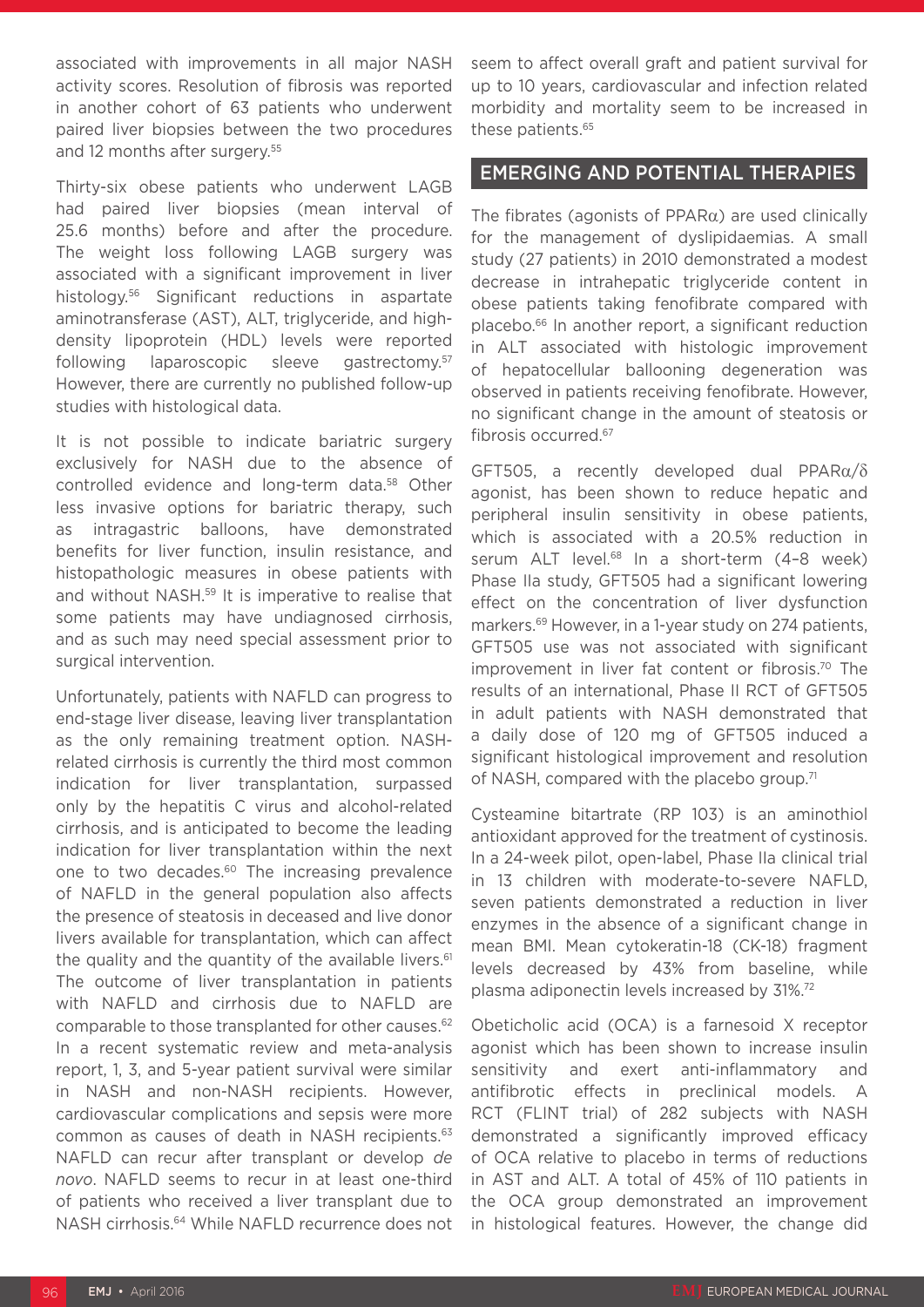associated with improvements in all major NASH activity scores. Resolution of fibrosis was reported in another cohort of 63 patients who underwent paired liver biopsies between the two procedures and 12 months after surgery.[55]

Thirty-six obese patients who underwent LAGB had paired liver biopsies (mean interval of 25.6 months) before and after the procedure. The weight loss following LAGB surgery was associated with a significant improvement in liver histology.[56] Significant reductions in aspartate aminotransferase (AST), ALT, triglyceride, and high-density lipoprotein (HDL) levels were reported following laparoscopic sleeve gastrectomy.[57] However, there are currently no published follow-up studies with histological data.

It is not possible to indicate bariatric surgery exclusively for NASH due to the absence of controlled evidence and long-term data.[58] Other less invasive options for bariatric therapy, such as intragastric balloons, have demonstrated benefits for liver function, insulin resistance, and histopathologic measures in obese patients with and without NASH.[59] It is imperative to realise that some patients may have undiagnosed cirrhosis, and as such may need special assessment prior to surgical intervention.

Unfortunately, patients with NAFLD can progress to end-stage liver disease, leaving liver transplantation as the only remaining treatment option. NASH-related cirrhosis is currently the third most common indication for liver transplantation, surpassed only by the hepatitis C virus and alcohol-related cirrhosis, and is anticipated to become the leading indication for liver transplantation within the next one to two decades.[60] The increasing prevalence of NAFLD in the general population also affects the presence of steatosis in deceased and live donor livers available for transplantation, which can affect the quality and the quantity of the available livers.[61] The outcome of liver transplantation in patients with NAFLD and cirrhosis due to NAFLD are comparable to those transplanted for other causes.[62] In a recent systematic review and meta-analysis report, 1, 3, and 5-year patient survival were similar in NASH and non-NASH recipients. However, cardiovascular complications and sepsis were more common as causes of death in NASH recipients.[63] NAFLD can recur after transplant or develop *de novo*. NAFLD seems to recur in at least one-third of patients who received a liver transplant due to NASH cirrhosis.[64] While NAFLD recurrence does not seem to affect overall graft and patient survival for up to 10 years, cardiovascular and infection related morbidity and mortality seem to be increased in these patients.[65]

## EMERGING AND POTENTIAL THERAPIES

The fibrates (agonists of PPARα) are used clinically for the management of dyslipidaemias. A small study (27 patients) in 2010 demonstrated a modest decrease in intrahepatic triglyceride content in obese patients taking fenofibrate compared with placebo.[66] In another report, a significant reduction in ALT associated with histologic improvement of hepatocellular ballooning degeneration was observed in patients receiving fenofibrate. However, no significant change in the amount of steatosis or fibrosis occurred.[67]

GFT505, a recently developed dual PPARα/δ agonist, has been shown to reduce hepatic and peripheral insulin sensitivity in obese patients, which is associated with a 20.5% reduction in serum ALT level.[68] In a short-term (4–8 week) Phase IIa study, GFT505 had a significant lowering effect on the concentration of liver dysfunction markers.[69] However, in a 1-year study on 274 patients, GFT505 use was not associated with significant improvement in liver fat content or fibrosis.[70] The results of an international, Phase II RCT of GFT505 in adult patients with NASH demonstrated that a daily dose of 120 mg of GFT505 induced a significant histological improvement and resolution of NASH, compared with the placebo group.[71]

Cysteamine bitartrate (RP 103) is an aminothiol antioxidant approved for the treatment of cystinosis. In a 24-week pilot, open-label, Phase IIa clinical trial in 13 children with moderate-to-severe NAFLD, seven patients demonstrated a reduction in liver enzymes in the absence of a significant change in mean BMI. Mean cytokeratin-18 (CK-18) fragment levels decreased by 43% from baseline, while plasma adiponectin levels increased by 31%.[72]

Obeticholic acid (OCA) is a farnesoid X receptor agonist which has been shown to increase insulin sensitivity and exert anti-inflammatory and antifibrotic effects in preclinical models. A RCT (FLINT trial) of 282 subjects with NASH demonstrated a significantly improved efficacy of OCA relative to placebo in terms of reductions in AST and ALT. A total of 45% of 110 patients in the OCA group demonstrated an improvement in histological features. However, the change did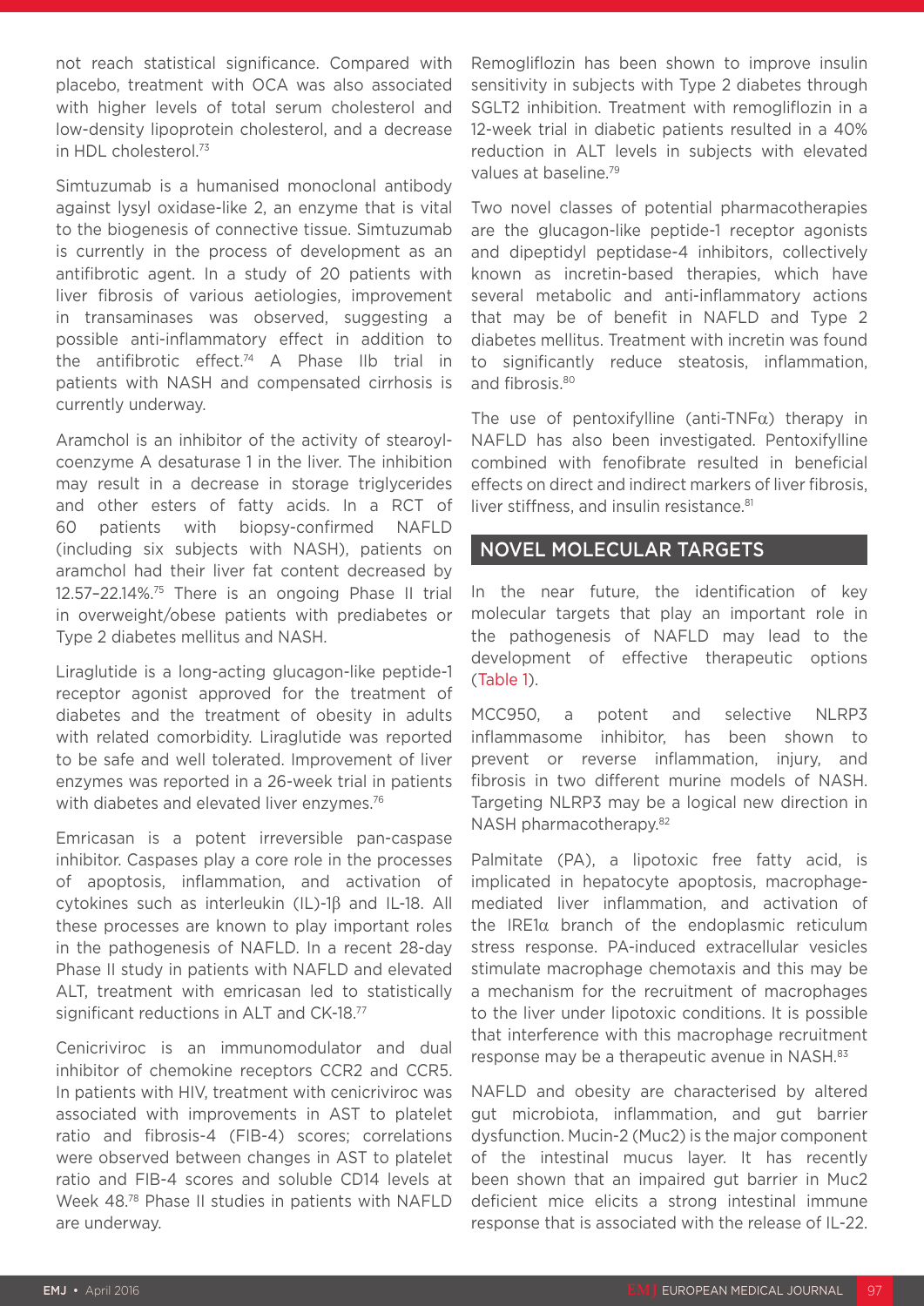not reach statistical significance. Compared with placebo, treatment with OCA was also associated with higher levels of total serum cholesterol and low-density lipoprotein cholesterol, and a decrease in HDL cholesterol.[73]

Simtuzumab is a humanised monoclonal antibody against lysyl oxidase-like 2, an enzyme that is vital to the biogenesis of connective tissue. Simtuzumab is currently in the process of development as an antifibrotic agent. In a study of 20 patients with liver fibrosis of various aetiologies, improvement in transaminases was observed, suggesting a possible anti-inflammatory effect in addition to the antifibrotic effect.[74] A Phase IIb trial in patients with NASH and compensated cirrhosis is currently underway.

Aramchol is an inhibitor of the activity of stearoyl-coenzyme A desaturase 1 in the liver. The inhibition may result in a decrease in storage triglycerides and other esters of fatty acids. In a RCT of 60 patients with biopsy-confirmed NAFLD (including six subjects with NASH), patients on aramchol had their liver fat content decreased by 12.57–22.14%.[75] There is an ongoing Phase II trial in overweight/obese patients with prediabetes or Type 2 diabetes mellitus and NASH.

Liraglutide is a long-acting glucagon-like peptide-1 receptor agonist approved for the treatment of diabetes and the treatment of obesity in adults with related comorbidity. Liraglutide was reported to be safe and well tolerated. Improvement of liver enzymes was reported in a 26-week trial in patients with diabetes and elevated liver enzymes.[76]

Emricasan is a potent irreversible pan-caspase inhibitor. Caspases play a core role in the processes of apoptosis, inflammation, and activation of cytokines such as interleukin (IL)-1β and IL-18. All these processes are known to play important roles in the pathogenesis of NAFLD. In a recent 28-day Phase II study in patients with NAFLD and elevated ALT, treatment with emricasan led to statistically significant reductions in ALT and CK-18.[77]

Cenicriviroc is an immunomodulator and dual inhibitor of chemokine receptors CCR2 and CCR5. In patients with HIV, treatment with cenicriviroc was associated with improvements in AST to platelet ratio and fibrosis-4 (FIB-4) scores; correlations were observed between changes in AST to platelet ratio and FIB-4 scores and soluble CD14 levels at Week 48.[78] Phase II studies in patients with NAFLD are underway.

Remogliflozin has been shown to improve insulin sensitivity in subjects with Type 2 diabetes through SGLT2 inhibition. Treatment with remogliflozin in a 12-week trial in diabetic patients resulted in a 40% reduction in ALT levels in subjects with elevated values at baseline.[79]

Two novel classes of potential pharmacotherapies are the glucagon-like peptide-1 receptor agonists and dipeptidyl peptidase-4 inhibitors, collectively known as incretin-based therapies, which have several metabolic and anti-inflammatory actions that may be of benefit in NAFLD and Type 2 diabetes mellitus. Treatment with incretin was found to significantly reduce steatosis, inflammation, and fibrosis.[80]

The use of pentoxifylline (anti-TNFα) therapy in NAFLD has also been investigated. Pentoxifylline combined with fenofibrate resulted in beneficial effects on direct and indirect markers of liver fibrosis, liver stiffness, and insulin resistance.[81]

## NOVEL MOLECULAR TARGETS

In the near future, the identification of key molecular targets that play an important role in the pathogenesis of NAFLD may lead to the development of effective therapeutic options (Table 1).

MCC950, a potent and selective NLRP3 inflammasome inhibitor, has been shown to prevent or reverse inflammation, injury, and fibrosis in two different murine models of NASH. Targeting NLRP3 may be a logical new direction in NASH pharmacotherapy.[82]

Palmitate (PA), a lipotoxic free fatty acid, is implicated in hepatocyte apoptosis, macrophage-mediated liver inflammation, and activation of the IRE1α branch of the endoplasmic reticulum stress response. PA-induced extracellular vesicles stimulate macrophage chemotaxis and this may be a mechanism for the recruitment of macrophages to the liver under lipotoxic conditions. It is possible that interference with this macrophage recruitment response may be a therapeutic avenue in NASH.[83]

NAFLD and obesity are characterised by altered gut microbiota, inflammation, and gut barrier dysfunction. Mucin-2 (Muc2) is the major component of the intestinal mucus layer. It has recently been shown that an impaired gut barrier in Muc2 deficient mice elicits a strong intestinal immune response that is associated with the release of IL-22.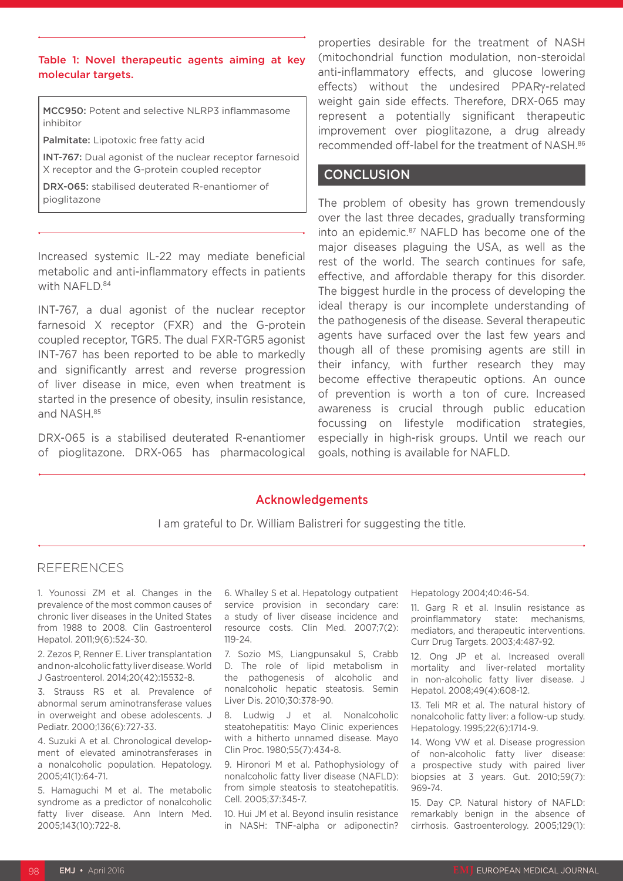**Table 1: Novel therapeutic agents aiming at key molecular targets.**

| |
|---|
| **MCC950:** Potent and selective NLRP3 inflammasome inhibitor |
| **Palmitate:** Lipotoxic free fatty acid |
| **INT-767:** Dual agonist of the nuclear receptor farnesoid X receptor and the G-protein coupled receptor |
| **DRX-065:** stabilised deuterated R-enantiomer of pioglitazone |

Increased systemic IL-22 may mediate beneficial metabolic and anti-inflammatory effects in patients with NAFLD.[84]

INT-767, a dual agonist of the nuclear receptor farnesoid X receptor (FXR) and the G-protein coupled receptor, TGR5. The dual FXR-TGR5 agonist INT-767 has been reported to be able to markedly and significantly arrest and reverse progression of liver disease in mice, even when treatment is started in the presence of obesity, insulin resistance, and NASH.[85]

DRX-065 is a stabilised deuterated R-enantiomer of pioglitazone. DRX-065 has pharmacological properties desirable for the treatment of NASH (mitochondrial function modulation, non-steroidal anti-inflammatory effects, and glucose lowering effects) without the undesired PPARγ-related weight gain side effects. Therefore, DRX-065 may represent a potentially significant therapeutic improvement over pioglitazone, a drug already recommended off-label for the treatment of NASH.[86]

## CONCLUSION

The problem of obesity has grown tremendously over the last three decades, gradually transforming into an epidemic.[87] NAFLD has become one of the major diseases plaguing the USA, as well as the rest of the world. The search continues for safe, effective, and affordable therapy for this disorder. The biggest hurdle in the process of developing the ideal therapy is our incomplete understanding of the pathogenesis of the disease. Several therapeutic agents have surfaced over the last few years and though all of these promising agents are still in their infancy, with further research they may become effective therapeutic options. An ounce of prevention is worth a ton of cure. Increased awareness is crucial through public education focussing on lifestyle modification strategies, especially in high-risk groups. Until we reach our goals, nothing is available for NAFLD.

### Acknowledgements

I am grateful to Dr. William Balistreri for suggesting the title.

## REFERENCES

1. Younossi ZM et al. Changes in the prevalence of the most common causes of chronic liver diseases in the United States from 1988 to 2008. Clin Gastroenterol Hepatol. 2011;9(6):524-30.

2. Zezos P, Renner E. Liver transplantation and non-alcoholic fatty liver disease. World J Gastroenterol. 2014;20(42):15532-8.

3. Strauss RS et al. Prevalence of abnormal serum aminotransferase values in overweight and obese adolescents. J Pediatr. 2000;136(6):727-33.

4. Suzuki A et al. Chronological development of elevated aminotransferases in a nonalcoholic population. Hepatology. 2005;41(1):64-71.

5. Hamaguchi M et al. The metabolic syndrome as a predictor of nonalcoholic fatty liver disease. Ann Intern Med. 2005;143(10):722-8.

6. Whalley S et al. Hepatology outpatient service provision in secondary care: a study of liver disease incidence and resource costs. Clin Med. 2007;7(2): 119-24.

7. Sozio MS, Liangpunsakul S, Crabb D. The role of lipid metabolism in the pathogenesis of alcoholic and nonalcoholic hepatic steatosis. Semin Liver Dis. 2010;30:378-90.

8. Ludwig J et al. Nonalcoholic steatohepatitis: Mayo Clinic experiences with a hitherto unnamed disease. Mayo Clin Proc. 1980;55(7):434-8.

9. Hironori M et al. Pathophysiology of nonalcoholic fatty liver disease (NAFLD): from simple steatosis to steatohepatitis. Cell. 2005;37:345-7.

10. Hui JM et al. Beyond insulin resistance in NASH: TNF-alpha or adiponectin? Hepatology 2004;40:46-54.

11. Garg R et al. Insulin resistance as proinflammatory state: mechanisms, mediators, and therapeutic interventions. Curr Drug Targets. 2003;4:487-92.

12. Ong JP et al. Increased overall mortality and liver-related mortality in non-alcoholic fatty liver disease. J Hepatol. 2008;49(4):608-12.

13. Teli MR et al. The natural history of nonalcoholic fatty liver: a follow-up study. Hepatology. 1995;22(6):1714-9.

14. Wong VW et al. Disease progression of non-alcoholic fatty liver disease: a prospective study with paired liver biopsies at 3 years. Gut. 2010;59(7): 969-74.

15. Day CP. Natural history of NAFLD: remarkably benign in the absence of cirrhosis. Gastroenterology. 2005;129(1):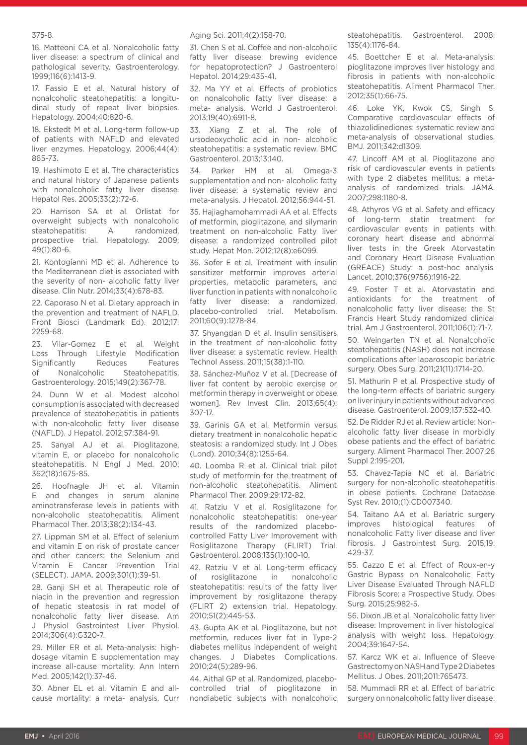375-8.

16. Matteoni CA et al. Nonalcoholic fatty liver disease: a spectrum of clinical and pathological severity. Gastroenterology. 1999;116(6):1413-9.

17. Fassio E et al. Natural history of nonalcoholic steatohepatitis: a longitudinal study of repeat liver biopsies. Hepatology. 2004;40:820-6.

18. Ekstedt M et al. Long-term follow-up of patients with NAFLD and elevated liver enzymes. Hepatology. 2006;44(4):865-73.

19. Hashimoto E et al. The characteristics and natural history of Japanese patients with nonalcoholic fatty liver disease. Hepatol Res. 2005;33(2):72-6.

20. Harrison SA et al. Orlistat for overweight subjects with nonalcoholic steatohepatitis: A randomized, prospective trial. Hepatology. 2009; 49(1):80-6.

21. Kontogianni MD et al. Adherence to the Mediterranean diet is associated with the severity of non- alcoholic fatty liver disease. Clin Nutr. 2014;33(4):678-83.

22. Caporaso N et al. Dietary approach in the prevention and treatment of NAFLD. Front Biosci (Landmark Ed). 2012;17: 2259-68.

23. Vilar-Gomez E et al. Weight Loss Through Lifestyle Modification Significantly Reduces Features of Nonalcoholic Steatohepatitis. Gastroenterology. 2015;149(2):367-78.

24. Dunn W et al. Modest alcohol consumption is associated with decreased prevalence of steatohepatitis in patients with non-alcoholic fatty liver disease (NAFLD). J Hepatol. 2012;57:384-91.

25. Sanyal AJ et al. Pioglitazone, vitamin E, or placebo for nonalcoholic steatohepatitis. N Engl J Med. 2010; 362(18):1675-85.

26. Hoofnagle JH et al. Vitamin E and changes in serum alanine aminotransferase levels in patients with non-alcoholic steatohepatitis. Aliment Pharmacol Ther. 2013;38(2):134-43.

27. Lippman SM et al. Effect of selenium and vitamin E on risk of prostate cancer and other cancers: the Selenium and Vitamin E Cancer Prevention Trial (SELECT). JAMA. 2009;301(1):39-51.

28. Ganji SH et al. Therapeutic role of niacin in the prevention and regression of hepatic steatosis in rat model of nonalcoholic fatty liver disease. Am J Physiol Gastrointest Liver Physiol. 2014;306(4):G320-7.

29. Miller ER et al. Meta-analysis: high-dosage vitamin E supplementation may increase all-cause mortality. Ann Intern Med. 2005;142(1):37-46.

30. Abner EL et al. Vitamin E and all-cause mortality: a meta- analysis. Curr Aging Sci. 2011;4(2):158-70.

31. Chen S et al. Coffee and non-alcoholic fatty liver disease: brewing evidence for hepatoprotection? J Gastroenterol Hepatol. 2014;29:435-41.

32. Ma YY et al. Effects of probiotics on nonalcoholic fatty liver disease: a meta- analysis. World J Gastroenterol. 2013;19(40):6911-8.

33. Xiang Z et al. The role of ursodeoxycholic acid in non- alcoholic steatohepatitis: a systematic review. BMC Gastroenterol. 2013;13:140.

34. Parker HM et al. Omega-3 supplementation and non- alcoholic fatty liver disease: a systematic review and meta-analysis. J Hepatol. 2012;56:944-51.

35. Hajiaghamohammadi AA et al. Effects of metformin, pioglitazone, and silymarin treatment on non-alcoholic Fatty liver disease: a randomized controlled pilot study. Hepat Mon. 2012;12(8):e6099.

36. Sofer E et al. Treatment with insulin sensitizer metformin improves arterial properties, metabolic parameters, and liver function in patients with nonalcoholic fatty liver disease: a randomized, placebo-controlled trial. Metabolism. 2011;60(9):1278-84.

37. Shyangdan D et al. Insulin sensitisers in the treatment of non-alcoholic fatty liver disease: a systematic review. Health Technol Assess. 2011;15(38):1-110.

38. Sánchez-Muñoz V et al. [Decrease of liver fat content by aerobic exercise or metformin therapy in overweight or obese women]. Rev Invest Clin. 2013;65(4): 307-17.

39. Garinis GA et al. Metformin versus dietary treatment in nonalcoholic hepatic steatosis: a randomized study. Int J Obes (Lond). 2010;34(8):1255-64.

40. Loomba R et al. Clinical trial: pilot study of metformin for the treatment of non-alcoholic steatohepatitis. Aliment Pharmacol Ther. 2009;29:172-82.

41. Ratziu V et al. Rosiglitazone for nonalcoholic steatohepatitis: one-year results of the randomized placebo-controlled Fatty Liver Improvement with Rosiglitazone Therapy (FLIRT) Trial. Gastroenterol. 2008;135(1):100-10.

42. Ratziu V et al. Long-term efficacy of rosiglitazone in nonalcoholic steatohepatitis: results of the fatty liver improvement by rosiglitazone therapy (FLIRT 2) extension trial. Hepatology. 2010;51(2):445-53.

43. Gupta AK et al. Pioglitazone, but not metformin, reduces liver fat in Type-2 diabetes mellitus independent of weight changes. J Diabetes Complications. 2010;24(5):289-96.

44. Aithal GP et al. Randomized, placebo-controlled trial of pioglitazone in nondiabetic subjects with nonalcoholic steatohepatitis. Gastroenterol. 2008; 135(4):1176-84.

45. Boettcher E et al. Meta-analysis: pioglitazone improves liver histology and fibrosis in patients with non-alcoholic steatohepatitis. Aliment Pharmacol Ther. 2012;35(1):66-75.

46. Loke YK, Kwok CS, Singh S. Comparative cardiovascular effects of thiazolidinediones: systematic review and meta-analysis of observational studies. BMJ. 2011;342:d1309.

47. Lincoff AM et al. Pioglitazone and risk of cardiovascular events in patients with type 2 diabetes mellitus: a meta-analysis of randomized trials. JAMA. 2007;298:1180-8.

48. Athyros VG et al. Safety and efficacy of long-term statin treatment for cardiovascular events in patients with coronary heart disease and abnormal liver tests in the Greek Atorvastatin and Coronary Heart Disease Evaluation (GREACE) Study: a post-hoc analysis. Lancet. 2010;376(9756):1916-22.

49. Foster T et al. Atorvastatin and antioxidants for the treatment of nonalcoholic fatty liver disease: the St Francis Heart Study randomized clinical trial. Am J Gastroenterol. 2011;106(1):71-7.

50. Weingarten TN et al. Nonalcoholic steatohepatitis (NASH) does not increase complications after laparoscopic bariatric surgery. Obes Surg. 2011;21(11):1714-20.

51. Mathurin P et al. Prospective study of the long-term effects of bariatric surgery on liver injury in patients without advanced disease. Gastroenterol. 2009;137:532-40.

52. De Ridder RJ et al. Review article: Non-alcoholic fatty liver disease in morbidly obese patients and the effect of bariatric surgery. Aliment Pharmacol Ther. 2007;26 Suppl 2:195-201.

53. Chavez-Tapia NC et al. Bariatric surgery for non-alcoholic steatohepatitis in obese patients. Cochrane Database Syst Rev. 2010;(1):CD007340.

54. Taitano AA et al. Bariatric surgery improves histological features of nonalcoholic Fatty liver disease and liver fibrosis. J Gastrointest Surg. 2015;19: 429-37.

55. Cazzo E et al. Effect of Roux-en-y Gastric Bypass on Nonalcoholic Fatty Liver Disease Evaluated Through NAFLD Fibrosis Score: a Prospective Study. Obes Surg. 2015;25:982-5.

56. Dixon JB et al. Nonalcoholic fatty liver disease: Improvement in liver histological analysis with weight loss. Hepatology. 2004;39:1647-54.

57. Karcz WK et al. Influence of Sleeve Gastrectomy on NASH and Type 2 Diabetes Mellitus. J Obes. 2011;2011:765473.

58. Mummadi RR et al. Effect of bariatric surgery on nonalcoholic fatty liver disease: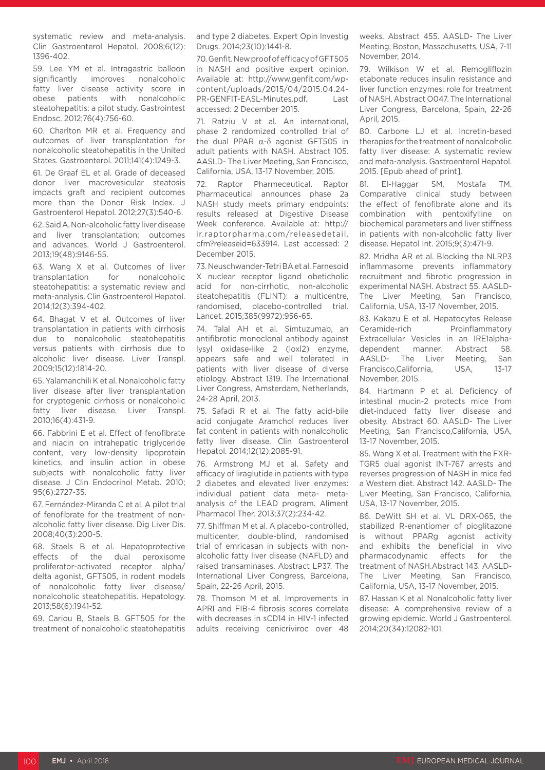systematic review and meta-analysis. Clin Gastroenterol Hepatol. 2008;6(12): 1396-402.

59. Lee YM et al. Intragastric balloon significantly improves nonalcoholic fatty liver disease activity score in obese patients with nonalcoholic steatohepatitis: a pilot study. Gastrointest Endosc. 2012;76(4):756-60.

60. Charlton MR et al. Frequency and outcomes of liver transplantation for nonalcoholic steatohepatitis in the United States. Gastroenterol. 2011;141(4):1249-3.

61. De Graaf EL et al. Grade of deceased donor liver macrovesicular steatosis impacts graft and recipient outcomes more than the Donor Risk Index. J Gastroenterol Hepatol. 2012;27(3):540-6.

62. Said A. Non-alcoholic fatty liver disease and liver transplantation: outcomes and advances. World J Gastroenterol. 2013;19(48):9146-55.

63. Wang X et al. Outcomes of liver transplantation for nonalcoholic steatohepatitis: a systematic review and meta-analysis. Clin Gastroenterol Hepatol. 2014;12(3):394-402.

64. Bhagat V et al. Outcomes of liver transplantation in patients with cirrhosis due to nonalcoholic steatohepatitis versus patients with cirrhosis due to alcoholic liver disease. Liver Transpl. 2009;15(12):1814-20.

65. Yalamanchili K et al. Nonalcoholic fatty liver disease after liver transplantation for cryptogenic cirrhosis or nonalcoholic fatty liver disease. Liver Transpl. 2010;16(4):431-9.

66. Fabbrini E et al. Effect of fenofibrate and niacin on intrahepatic triglyceride content, very low-density lipoprotein kinetics, and insulin action in obese subjects with nonalcoholic fatty liver disease. J Clin Endocrinol Metab. 2010; 95(6):2727-35.

67. Fernández-Miranda C et al. A pilot trial of fenofibrate for the treatment of non-alcoholic fatty liver disease. Dig Liver Dis. 2008;40(3):200-5.

68. Staels B et al. Hepatoprotective effects of the dual peroxisome proliferator-activated receptor alpha/delta agonist, GFT505, in rodent models of nonalcoholic fatty liver disease/nonalcoholic steatohepatitis. Hepatology. 2013;58(6):1941-52.

69. Cariou B, Staels B. GFT505 for the treatment of nonalcoholic steatohepatitis and type 2 diabetes. Expert Opin Investig Drugs. 2014;23(10):1441-8.

70. Genfit. New proof of efficacy of GFT505 in NASH and positive expert opinion. Available at: http://www.genfit.com/wp-content/uploads/2015/04/2015.04.24-PR-GENFIT-EASL-Minutes.pdf. Last accessed: 2 December 2015.

71. Ratziu V et al. An international, phase 2 randomized controlled trial of the dual PPAR $\alpha$-$\delta$ agonist GFT505 in adult patients with NASH. Abstract 105. AASLD- The Liver Meeting, San Francisco, California, USA, 13-17 November, 2015.

72. Raptor Pharmaceutical. Raptor Pharmaceutical announces phase 2a NASH study meets primary endpoints: results released at Digestive Disease Week conference. Available at: http://ir.raptorpharma.com/releasedetail.cfm?releaseid=633914. Last accessed: 2 December 2015.

73. Neuschwander-Tetri BA et al. Farnesoid X nuclear receptor ligand obeticholic acid for non-cirrhotic, non-alcoholic steatohepatitis (FLINT): a multicentre, randomised, placebo-controlled trial. Lancet. 2015;385(9972):956-65.

74. Talal AH et al. Simtuzumab, an antifibrotic monoclonal antibody against lysyl oxidase-like 2 (loxl2) enzyme, appears safe and well tolerated in patients with liver disease of diverse etiology. Abstract 1319. The International Liver Congress, Amsterdam, Netherlands, 24-28 April, 2013.

75. Safadi R et al. The fatty acid-bile acid conjugate Aramchol reduces liver fat content in patients with nonalcoholic fatty liver disease. Clin Gastroenterol Hepatol. 2014;12(12):2085-91.

76. Armstrong MJ et al. Safety and efficacy of liraglutide in patients with type 2 diabetes and elevated liver enzymes: individual patient data meta- meta-analysis of the LEAD program. Aliment Pharmacol Ther. 2013;37(2):234-42.

77. Shiffman M et al. A placebo-controlled, multicenter, double-blind, randomised trial of emricasan in subjects with non-alcoholic fatty liver disease (NAFLD) and raised transaminases. Abstract LP37. The International Liver Congress, Barcelona, Spain, 22-26 April, 2015.

78. Thomson M et al. Improvements in APRI and FIB-4 fibrosis scores correlate with decreases in sCD14 in HIV-1 infected adults receiving cenicriviroc over 48 weeks. Abstract 455. AASLD- The Liver Meeting, Boston, Massachusetts, USA, 7-11 November, 2014.

79. Wilkison W et al. Remogliflozin etabonate reduces insulin resistance and liver function enzymes: role for treatment of NASH. Abstract O047. The International Liver Congress, Barcelona, Spain, 22-26 April, 2015.

80. Carbone LJ et al. Incretin-based therapies for the treatment of nonalcoholic fatty liver disease: A systematic review and meta-analysis. Gastroenterol Hepatol. 2015. [Epub ahead of print].

81. El-Haggar SM, Mostafa TM. Comparative clinical study between the effect of fenofibrate alone and its combination with pentoxifylline on biochemical parameters and liver stiffness in patients with non-alcoholic fatty liver disease. Hepatol Int. 2015;9(3):471-9.

82. Mridha AR et al. Blocking the NLRP3 inflammasome prevents inflammatory recruitment and fibrotic progression in experimental NASH. Abstract 55. AASLD- The Liver Meeting, San Francisco, California, USA, 13-17 November, 2015.

83. Kakazu E et al. Hepatocytes Release Ceramide-rich Proinflammatory Extracellular Vesicles in an IRE1alpha-dependent manner. Abstract 58. AASLD- The Liver Meeting, San Francisco,California, USA, 13-17 November, 2015.

84. Hartmann P et al. Deficiency of intestinal mucin-2 protects mice from diet-induced fatty liver disease and obesity. Abstract 60. AASLD- The Liver Meeting, San Francisco,California, USA, 13-17 November, 2015.

85. Wang X et al. Treatment with the FXR-TGR5 dual agonist INT-767 arrests and reverses progression of NASH in mice fed a Western diet. Abstract 142. AASLD- The Liver Meeting, San Francisco, California, USA, 13-17 November, 2015.

86. DeWitt SH et al. VL DRX-065, the stabilized R-enantiomer of pioglitazone is without PPARg agonist activity and exhibits the beneficial in vivo pharmacodynamic effects for the treatment of NASH.Abstract 143. AASLD- The Liver Meeting, San Francisco, California, USA, 13-17 November, 2015.

87. Hassan K et al. Nonalcoholic fatty liver disease: A comprehensive review of a growing epidemic. World J Gastroenterol. 2014;20(34):12082-101.